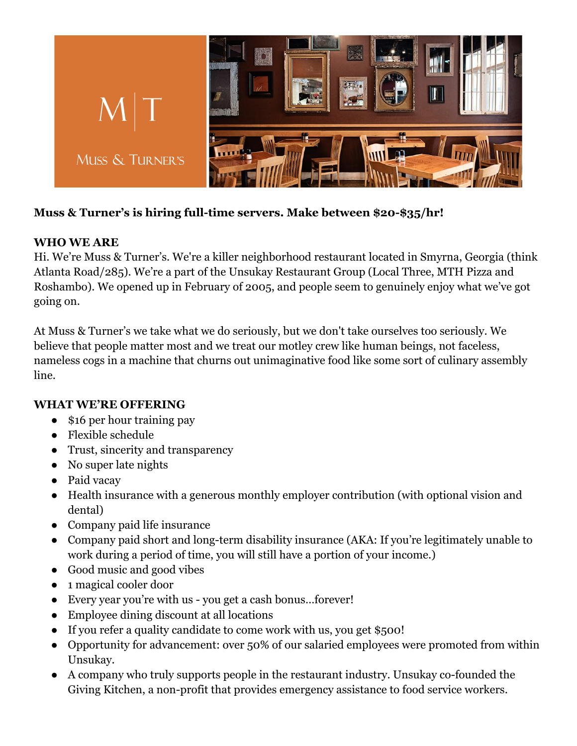**Muss & Turner's is hiring full-time servers. Make between $20-$35/hr!**

**WHO WE ARE**

Hi. We're Muss & Turner's. We're a killer neighborhood restaurant located in Smyrna, Georgia (think Atlanta Road/285). We're a part of the Unsukay Restaurant Group (Local Three, MTH Pizza and Roshambo). We opened up in February of 2005, and people seem to genuinely enjoy what we've got going on.

At Muss & Turner's we take what we do seriously, but we don't take ourselves too seriously. We believe that people matter most and we treat our motley crew like human beings, not faceless, nameless cogs in a machine that churns out unimaginative food like some sort of culinary assembly line.

**WHAT WE'RE OFFERING**

- $16 per hour training pay
- Flexible schedule
- Trust, sincerity and transparency
- No super late nights
- Paid vacay
- Health insurance with a generous monthly employer contribution (with optional vision and dental)
- Company paid life insurance
- Company paid short and long-term disability insurance (AKA: If you're legitimately unable to work during a period of time, you will still have a portion of your income.)
- Good music and good vibes
- 1 magical cooler door
- Every year you're with us - you get a cash bonus…forever!
- Employee dining discount at all locations
- If you refer a quality candidate to come work with us, you get $500!
- Opportunity for advancement: over 50% of our salaried employees were promoted from within Unsukay.
- A company who truly supports people in the restaurant industry. Unsukay co-founded the Giving Kitchen, a non-profit that provides emergency assistance to food service workers.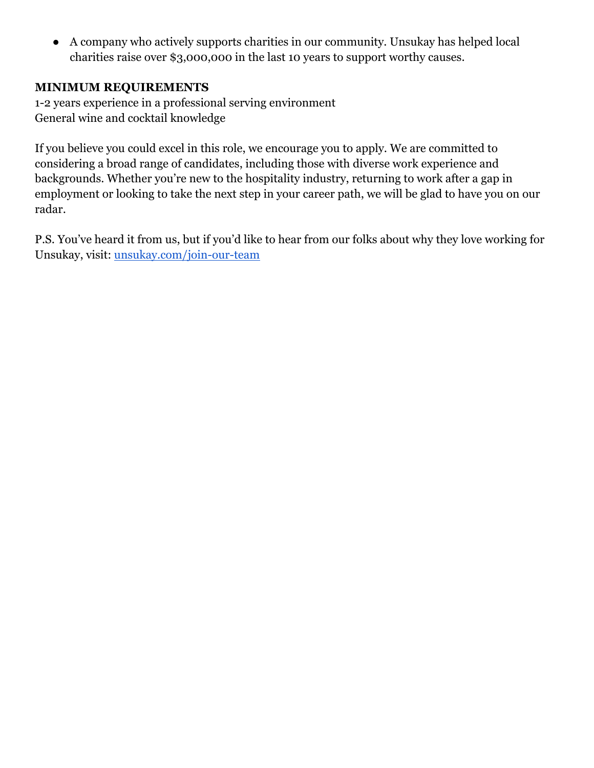- A company who actively supports charities in our community. Unsukay has helped local charities raise over $3,000,000 in the last 10 years to support worthy causes.

**MINIMUM REQUIREMENTS**

1-2 years experience in a professional serving environment
General wine and cocktail knowledge

If you believe you could excel in this role, we encourage you to apply. We are committed to considering a broad range of candidates, including those with diverse work experience and backgrounds. Whether you're new to the hospitality industry, returning to work after a gap in employment or looking to take the next step in your career path, we will be glad to have you on our radar.

P.S. You've heard it from us, but if you'd like to hear from our folks about why they love working for Unsukay, visit: [unsukay.com/join-our-team](unsukay.com/join-our-team)